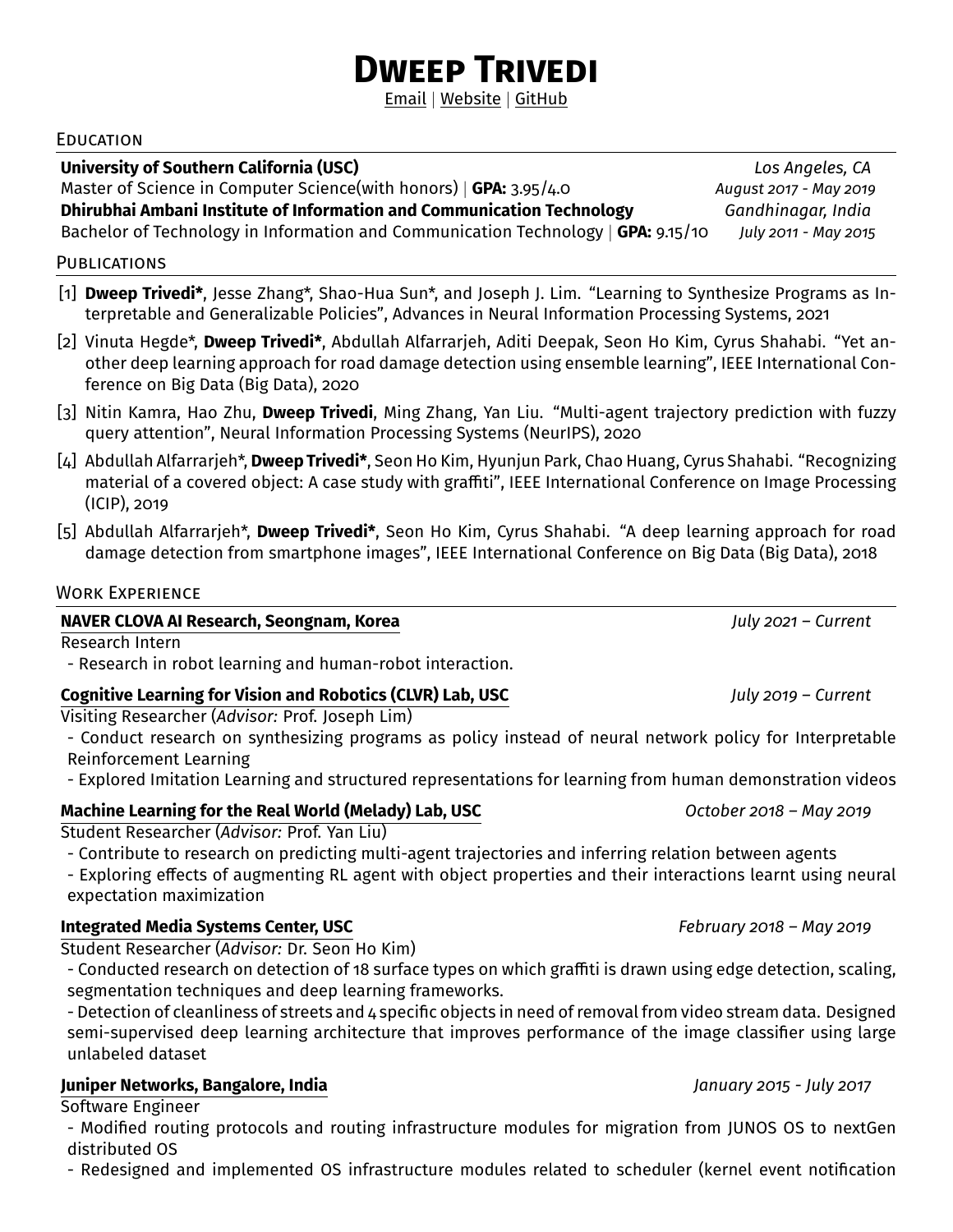# Dweep Trivedi

Email | Website | GitHub

## Education

**University of Southern California (USC)** *Los Angeles, CA*
Master of Science in Computer Science(with honors) | **GPA:** 3.95/4.0 *August 2017 - May 2019*

**Dhirubhai Ambani Institute of Information and Communication Technology** *Gandhinagar, India*
Bachelor of Technology in Information and Communication Technology | **GPA:** 9.15/10 *July 2011 - May 2015*

## Publications

[1] **Dweep Trivedi***, Jesse Zhang*, Shao-Hua Sun*, and Joseph J. Lim. "Learning to Synthesize Programs as Interpretable and Generalizable Policies", Advances in Neural Information Processing Systems, 2021

[2] Vinuta Hegde*, **Dweep Trivedi***, Abdullah Alfarrarjeh, Aditi Deepak, Seon Ho Kim, Cyrus Shahabi. "Yet another deep learning approach for road damage detection using ensemble learning", IEEE International Conference on Big Data (Big Data), 2020

[3] Nitin Kamra, Hao Zhu, **Dweep Trivedi**, Ming Zhang, Yan Liu. "Multi-agent trajectory prediction with fuzzy query attention", Neural Information Processing Systems (NeurIPS), 2020

[4] Abdullah Alfarrarjeh*, **Dweep Trivedi***, Seon Ho Kim, Hyunjun Park, Chao Huang, Cyrus Shahabi. "Recognizing material of a covered object: A case study with graffiti", IEEE International Conference on Image Processing (ICIP), 2019

[5] Abdullah Alfarrarjeh*, **Dweep Trivedi***, Seon Ho Kim, Cyrus Shahabi. "A deep learning approach for road damage detection from smartphone images", IEEE International Conference on Big Data (Big Data), 2018

## Work Experience

**NAVER CLOVA AI Research, Seongnam, Korea** *July 2021 – Current*
Research Intern
- Research in robot learning and human-robot interaction.

**Cognitive Learning for Vision and Robotics (CLVR) Lab, USC** *July 2019 – Current*
Visiting Researcher (*Advisor:* Prof. Joseph Lim)
- Conduct research on synthesizing programs as policy instead of neural network policy for Interpretable Reinforcement Learning
- Explored Imitation Learning and structured representations for learning from human demonstration videos

**Machine Learning for the Real World (Melady) Lab, USC** *October 2018 – May 2019*
Student Researcher (*Advisor:* Prof. Yan Liu)
- Contribute to research on predicting multi-agent trajectories and inferring relation between agents
- Exploring effects of augmenting RL agent with object properties and their interactions learnt using neural expectation maximization

**Integrated Media Systems Center, USC** *February 2018 – May 2019*
Student Researcher (*Advisor:* Dr. Seon Ho Kim)
- Conducted research on detection of 18 surface types on which graffiti is drawn using edge detection, scaling, segmentation techniques and deep learning frameworks.
- Detection of cleanliness of streets and 4 specific objects in need of removal from video stream data. Designed semi-supervised deep learning architecture that improves performance of the image classifier using large unlabeled dataset

**Juniper Networks, Bangalore, India** *January 2015 - July 2017*
Software Engineer
- Modified routing protocols and routing infrastructure modules for migration from JUNOS OS to nextGen distributed OS
- Redesigned and implemented OS infrastructure modules related to scheduler (kernel event notification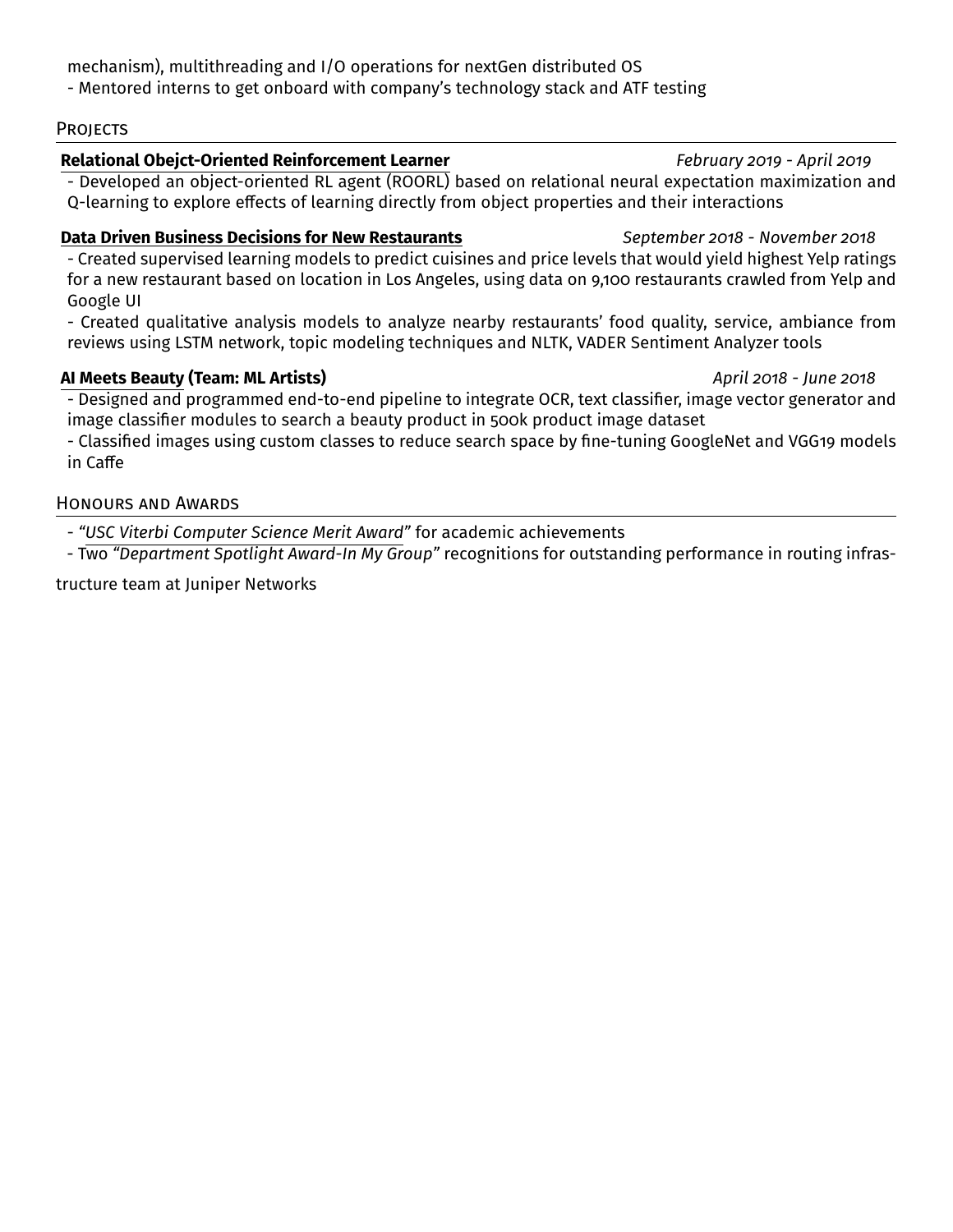mechanism), multithreading and I/O operations for nextGen distributed OS
- Mentored interns to get onboard with company's technology stack and ATF testing

## Projects

**Relational Obejct-Oriented Reinforcement Learner** *February 2019 - April 2019*
- Developed an object-oriented RL agent (ROORL) based on relational neural expectation maximization and Q-learning to explore effects of learning directly from object properties and their interactions

**Data Driven Business Decisions for New Restaurants** *September 2018 - November 2018*
- Created supervised learning models to predict cuisines and price levels that would yield highest Yelp ratings for a new restaurant based on location in Los Angeles, using data on 9,100 restaurants crawled from Yelp and Google UI
- Created qualitative analysis models to analyze nearby restaurants' food quality, service, ambiance from reviews using LSTM network, topic modeling techniques and NLTK, VADER Sentiment Analyzer tools

**AI Meets Beauty (Team: ML Artists)** *April 2018 - June 2018*
- Designed and programmed end-to-end pipeline to integrate OCR, text classifier, image vector generator and image classifier modules to search a beauty product in 500k product image dataset
- Classified images using custom classes to reduce search space by fine-tuning GoogleNet and VGG19 models in Caffe

## Honours and Awards

- *"USC Viterbi Computer Science Merit Award"* for academic achievements
- Two *"Department Spotlight Award-In My Group"* recognitions for outstanding performance in routing infrastructure team at Juniper Networks